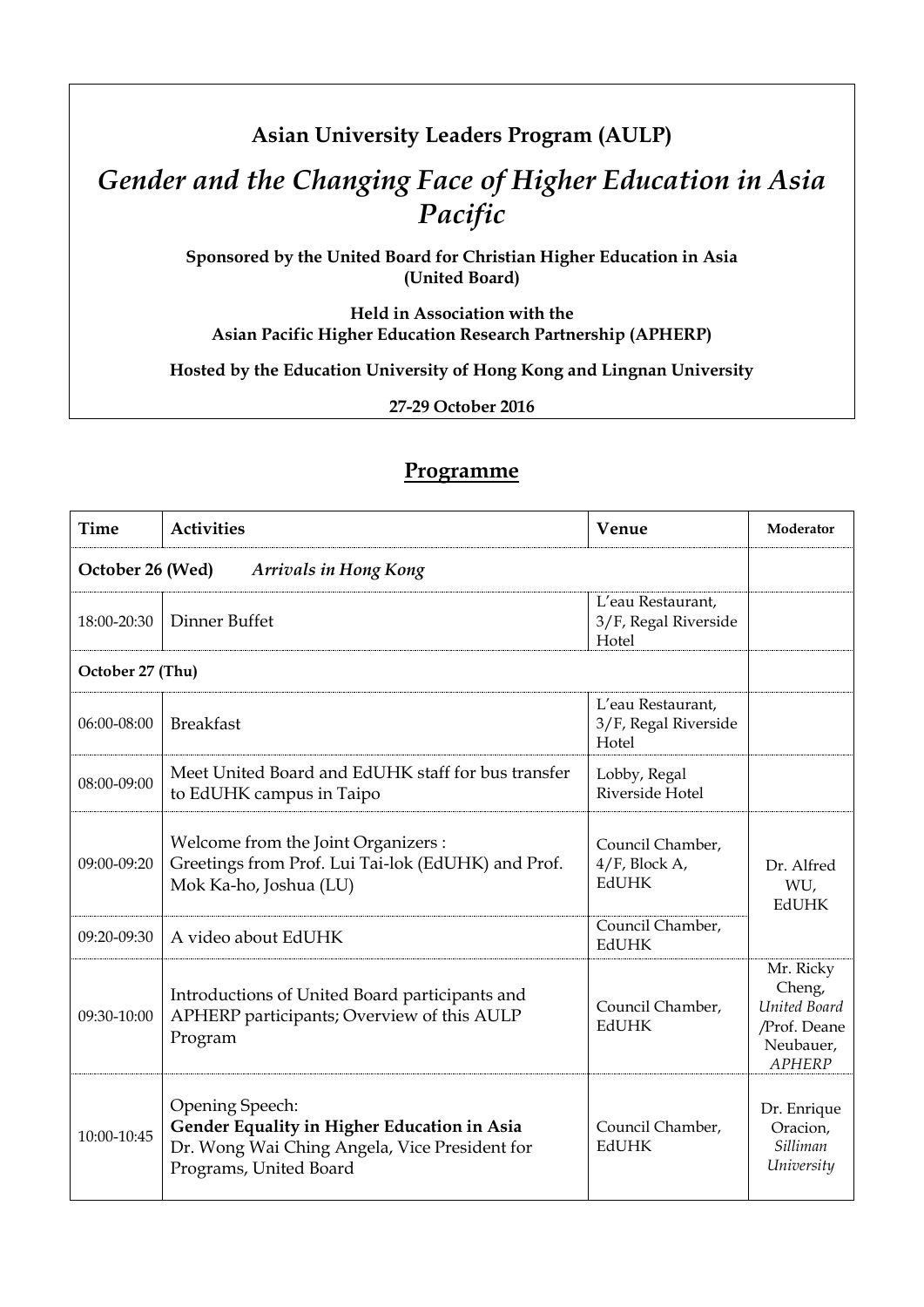**Asian University Leaders Program (AULP)**

# *Gender and the Changing Face of Higher Education in Asia Pacific*

**Sponsored by the United Board for Christian Higher Education in Asia (United Board)**

**Held in Association with the Asian Pacific Higher Education Research Partnership (APHERP)**

**Hosted by the Education University of Hong Kong and Lingnan University**

**27-29 October 2016**

## Programme

| Time | Activities | Venue | Moderator |
|---|---|---|---|
| **October 26 (Wed)** *Arrivals in Hong Kong* | | | |
| 18:00-20:30 | Dinner Buffet | L'eau Restaurant, 3/F, Regal Riverside Hotel | |
| **October 27 (Thu)** | | | |
| 06:00-08:00 | Breakfast | L'eau Restaurant, 3/F, Regal Riverside Hotel | |
| 08:00-09:00 | Meet United Board and EdUHK staff for bus transfer to EdUHK campus in Taipo | Lobby, Regal Riverside Hotel | |
| 09:00-09:20 | Welcome from the Joint Organizers : Greetings from Prof. Lui Tai-lok (EdUHK) and Prof. Mok Ka-ho, Joshua (LU) | Council Chamber, 4/F, Block A, EdUHK | Dr. Alfred WU, EdUHK |
| 09:20-09:30 | A video about EdUHK | Council Chamber, EdUHK | |
| 09:30-10:00 | Introductions of United Board participants and APHERP participants; Overview of this AULP Program | Council Chamber, EdUHK | Mr. Ricky Cheng, *United Board* /Prof. Deane Neubauer, *APHERP* |
| 10:00-10:45 | Opening Speech: **Gender Equality in Higher Education in Asia** Dr. Wong Wai Ching Angela, Vice President for Programs, United Board | Council Chamber, EdUHK | Dr. Enrique Oracion, *Silliman University* |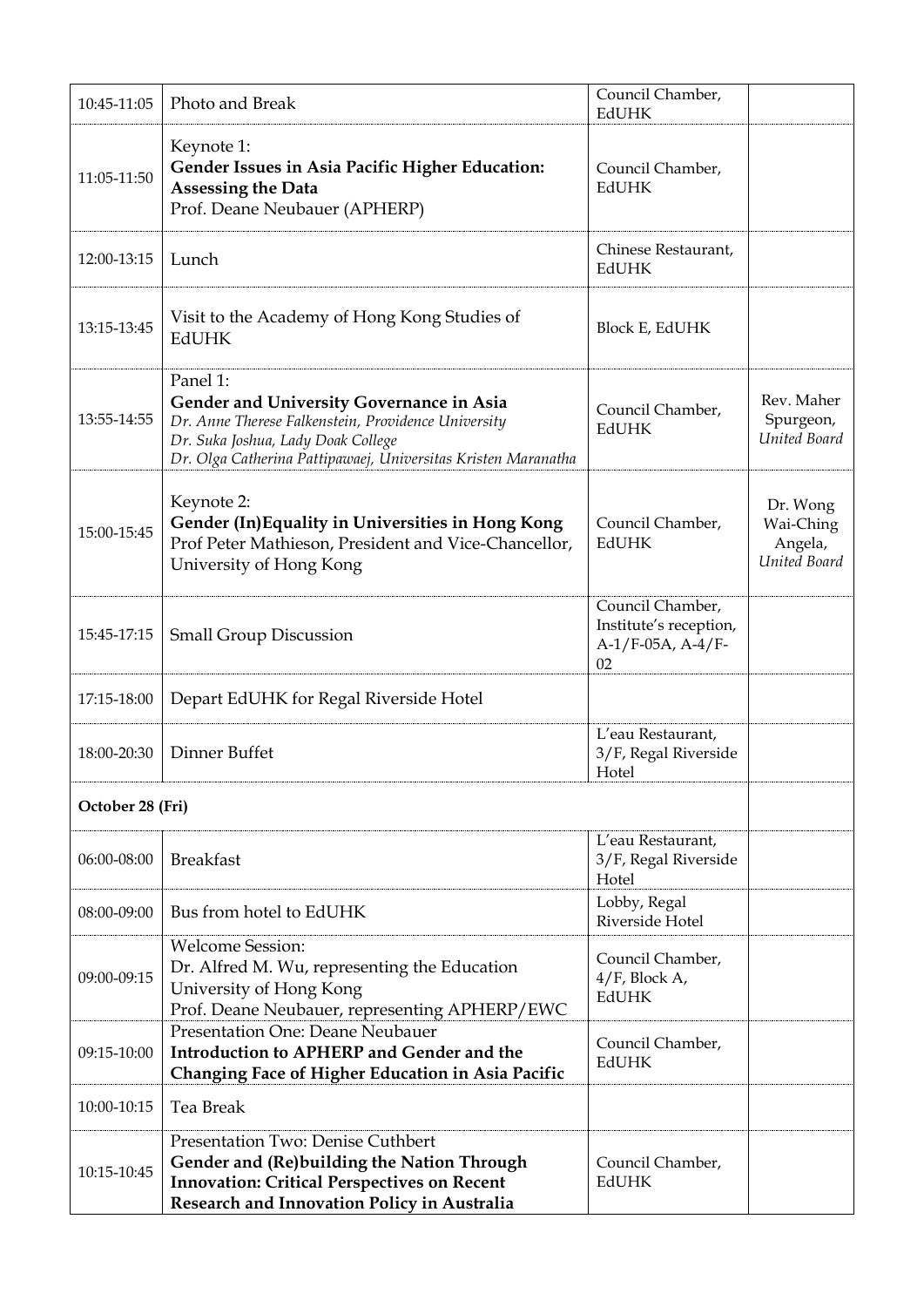| | | | |
|---|---|---|---|
| 10:45-11:05 | Photo and Break | Council Chamber, EdUHK | |
| 11:05-11:50 | Keynote 1:<br>**Gender Issues in Asia Pacific Higher Education: Assessing the Data**<br>Prof. Deane Neubauer (APHERP) | Council Chamber, EdUHK | |
| 12:00-13:15 | Lunch | Chinese Restaurant, EdUHK | |
| 13:15-13:45 | Visit to the Academy of Hong Kong Studies of EdUHK | Block E, EdUHK | |
| 13:55-14:55 | Panel 1:<br>**Gender and University Governance in Asia**<br>*Dr. Anne Therese Falkenstein, Providence University*<br>*Dr. Suka Joshua, Lady Doak College*<br>*Dr. Olga Catherina Pattipawaej, Universitas Kristen Maranatha* | Council Chamber, EdUHK | Rev. Maher Spurgeon, *United Board* |
| 15:00-15:45 | Keynote 2:<br>**Gender (In)Equality in Universities in Hong Kong**<br>Prof Peter Mathieson, President and Vice-Chancellor, University of Hong Kong | Council Chamber, EdUHK | Dr. Wong Wai-Ching Angela, *United Board* |
| 15:45-17:15 | Small Group Discussion | Council Chamber, Institute's reception, A-1/F-05A, A-4/F-02 | |
| 17:15-18:00 | Depart EdUHK for Regal Riverside Hotel | | |
| 18:00-20:30 | Dinner Buffet | L'eau Restaurant, 3/F, Regal Riverside Hotel | |
| **October 28 (Fri)** | | | |
| 06:00-08:00 | Breakfast | L'eau Restaurant, 3/F, Regal Riverside Hotel | |
| 08:00-09:00 | Bus from hotel to EdUHK | Lobby, Regal Riverside Hotel | |
| 09:00-09:15 | Welcome Session:<br>Dr. Alfred M. Wu, representing the Education University of Hong Kong<br>Prof. Deane Neubauer, representing APHERP/EWC | Council Chamber, 4/F, Block A, EdUHK | |
| 09:15-10:00 | Presentation One: Deane Neubauer<br>**Introduction to APHERP and Gender and the Changing Face of Higher Education in Asia Pacific** | Council Chamber, EdUHK | |
| 10:00-10:15 | Tea Break | | |
| 10:15-10:45 | Presentation Two: Denise Cuthbert<br>**Gender and (Re)building the Nation Through Innovation: Critical Perspectives on Recent Research and Innovation Policy in Australia** | Council Chamber, EdUHK | |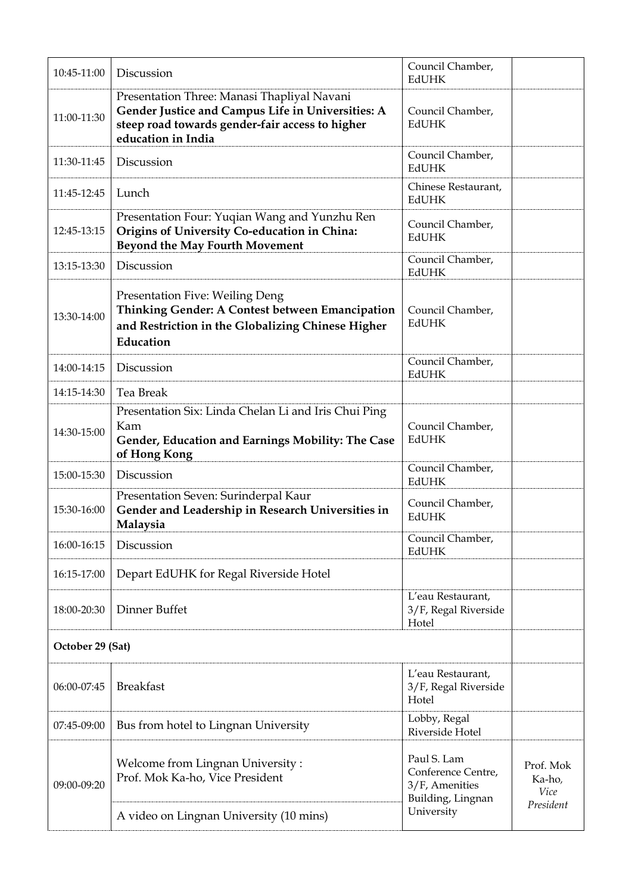| | | | |
|---|---|---|---|
| 10:45-11:00 | Discussion | Council Chamber, EdUHK | |
| 11:00-11:30 | Presentation Three: Manasi Thapliyal Navani<br>**Gender Justice and Campus Life in Universities: A steep road towards gender-fair access to higher education in India** | Council Chamber, EdUHK | |
| 11:30-11:45 | Discussion | Council Chamber, EdUHK | |
| 11:45-12:45 | Lunch | Chinese Restaurant, EdUHK | |
| 12:45-13:15 | Presentation Four: Yuqian Wang and Yunzhu Ren<br>**Origins of University Co-education in China: Beyond the May Fourth Movement** | Council Chamber, EdUHK | |
| 13:15-13:30 | Discussion | Council Chamber, EdUHK | |
| 13:30-14:00 | Presentation Five: Weiling Deng<br>**Thinking Gender: A Contest between Emancipation and Restriction in the Globalizing Chinese Higher Education** | Council Chamber, EdUHK | |
| 14:00-14:15 | Discussion | Council Chamber, EdUHK | |
| 14:15-14:30 | Tea Break | | |
| 14:30-15:00 | Presentation Six: Linda Chelan Li and Iris Chui Ping Kam<br>**Gender, Education and Earnings Mobility: The Case of Hong Kong** | Council Chamber, EdUHK | |
| 15:00-15:30 | Discussion | Council Chamber, EdUHK | |
| 15:30-16:00 | Presentation Seven: Surinderpal Kaur<br>**Gender and Leadership in Research Universities in Malaysia** | Council Chamber, EdUHK | |
| 16:00-16:15 | Discussion | Council Chamber, EdUHK | |
| 16:15-17:00 | Depart EdUHK for Regal Riverside Hotel | | |
| 18:00-20:30 | Dinner Buffet | L'eau Restaurant, 3/F, Regal Riverside Hotel | |
| **October 29 (Sat)** | | | |
| 06:00-07:45 | Breakfast | L'eau Restaurant, 3/F, Regal Riverside Hotel | |
| 07:45-09:00 | Bus from hotel to Lingnan University | Lobby, Regal Riverside Hotel | |
| 09:00-09:20 | Welcome from Lingnan University :<br>Prof. Mok Ka-ho, Vice President<br><br>A video on Lingnan University (10 mins) | Paul S. Lam Conference Centre, 3/F, Amenities Building, Lingnan University | Prof. Mok Ka-ho, *Vice President* |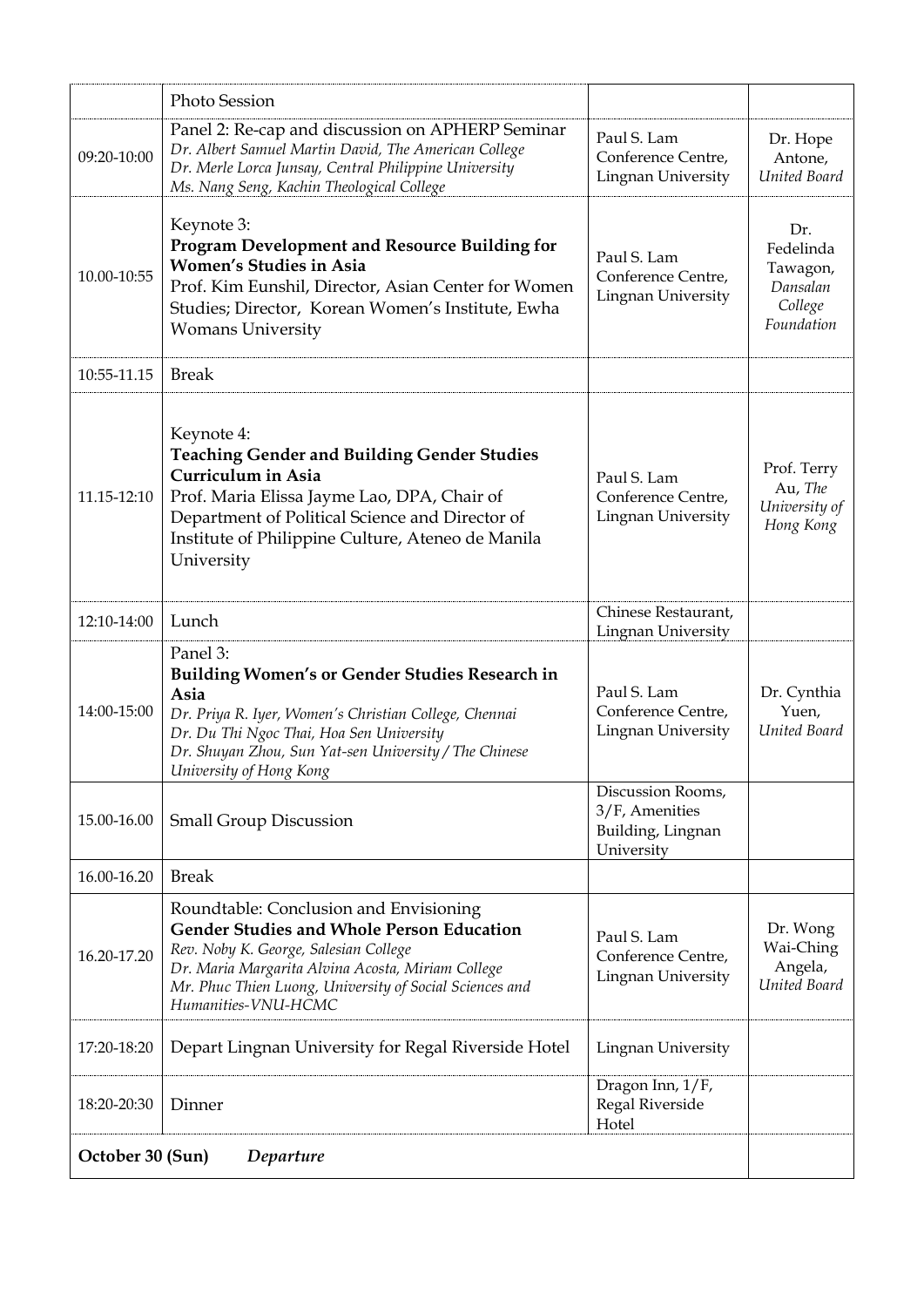| | | | |
|---|---|---|---|
| | Photo Session | | |
| 09:20-10:00 | Panel 2: Re-cap and discussion on APHERP Seminar<br>*Dr. Albert Samuel Martin David, The American College*<br>*Dr. Merle Lorca Junsay, Central Philippine University*<br>*Ms. Nang Seng, Kachin Theological College* | Paul S. Lam Conference Centre, Lingnan University | Dr. Hope Antone, *United Board* |
| 10.00-10:55 | Keynote 3:<br>**Program Development and Resource Building for Women's Studies in Asia**<br>Prof. Kim Eunshil, Director, Asian Center for Women Studies; Director, Korean Women's Institute, Ewha Womans University | Paul S. Lam Conference Centre, Lingnan University | Dr. Fedelinda Tawagon, *Dansalan College Foundation* |
| 10:55-11.15 | Break | | |
| 11.15-12:10 | Keynote 4:<br>**Teaching Gender and Building Gender Studies Curriculum in Asia**<br>Prof. Maria Elissa Jayme Lao, DPA, Chair of Department of Political Science and Director of Institute of Philippine Culture, Ateneo de Manila University | Paul S. Lam Conference Centre, Lingnan University | Prof. Terry Au, *The University of Hong Kong* |
| 12:10-14:00 | Lunch | Chinese Restaurant, Lingnan University | |
| 14:00-15:00 | Panel 3:<br>**Building Women's or Gender Studies Research in Asia**<br>*Dr. Priya R. Iyer, Women's Christian College, Chennai*<br>*Dr. Du Thi Ngoc Thai, Hoa Sen University*<br>*Dr. Shuyan Zhou, Sun Yat-sen University / The Chinese University of Hong Kong* | Paul S. Lam Conference Centre, Lingnan University | Dr. Cynthia Yuen, *United Board* |
| 15.00-16.00 | Small Group Discussion | Discussion Rooms, 3/F, Amenities Building, Lingnan University | |
| 16.00-16.20 | Break | | |
| 16.20-17.20 | Roundtable: Conclusion and Envisioning<br>**Gender Studies and Whole Person Education**<br>*Rev. Noby K. George, Salesian College*<br>*Dr. Maria Margarita Alvina Acosta, Miriam College*<br>*Mr. Phuc Thien Luong, University of Social Sciences and Humanities-VNU-HCMC* | Paul S. Lam Conference Centre, Lingnan University | Dr. Wong Wai-Ching Angela, *United Board* |
| 17:20-18:20 | Depart Lingnan University for Regal Riverside Hotel | Lingnan University | |
| 18:20-20:30 | Dinner | Dragon Inn, 1/F, Regal Riverside Hotel | |
| **October 30 (Sun)** | ***Departure*** | | |